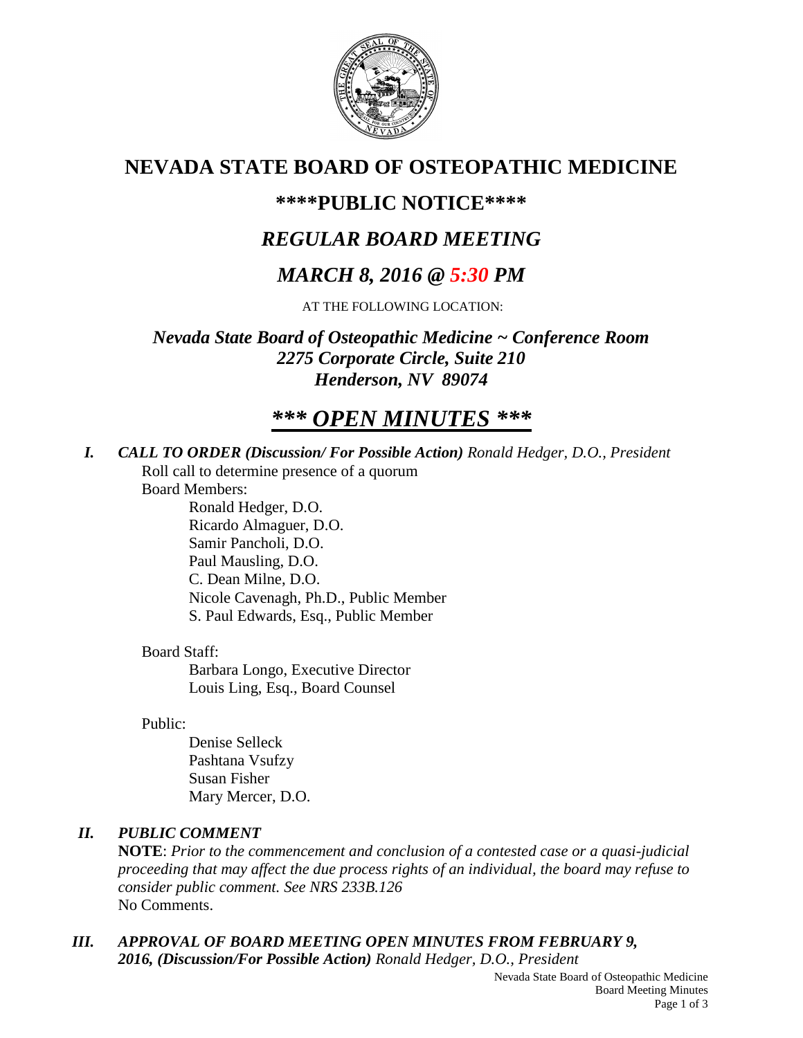# NEVADA STATE BOARD OF OSTEOPATHIC MEDICINE

## \*\*\*\*PUBLIC NOTICE\*\*\*\*

## *REGULAR BOARD MEETING*

## *MARCH 8, 2016 @ 5:30 PM*

AT THE FOLLOWING LOCATION:

***Nevada State Board of Osteopathic Medicine ~ Conference Room***
***2275 Corporate Circle, Suite 210***
***Henderson, NV 89074***

## ***\*\*\* OPEN MINUTES \*\*\****

***I. CALL TO ORDER (Discussion/ For Possible Action)*** *Ronald Hedger, D.O., President*

Roll call to determine presence of a quorum

Board Members:

Ronald Hedger, D.O.
Ricardo Almaguer, D.O.
Samir Pancholi, D.O.
Paul Mausling, D.O.
C. Dean Milne, D.O.
Nicole Cavenagh, Ph.D., Public Member
S. Paul Edwards, Esq., Public Member

Board Staff:

Barbara Longo, Executive Director
Louis Ling, Esq., Board Counsel

Public:

Denise Selleck
Pashtana Vsufzy
Susan Fisher
Mary Mercer, D.O.

***II. PUBLIC COMMENT***

**NOTE**: *Prior to the commencement and conclusion of a contested case or a quasi-judicial proceeding that may affect the due process rights of an individual, the board may refuse to consider public comment. See NRS 233B.126*

No Comments.

***III. APPROVAL OF BOARD MEETING OPEN MINUTES FROM FEBRUARY 9, 2016, (Discussion/For Possible Action)*** *Ronald Hedger, D.O., President*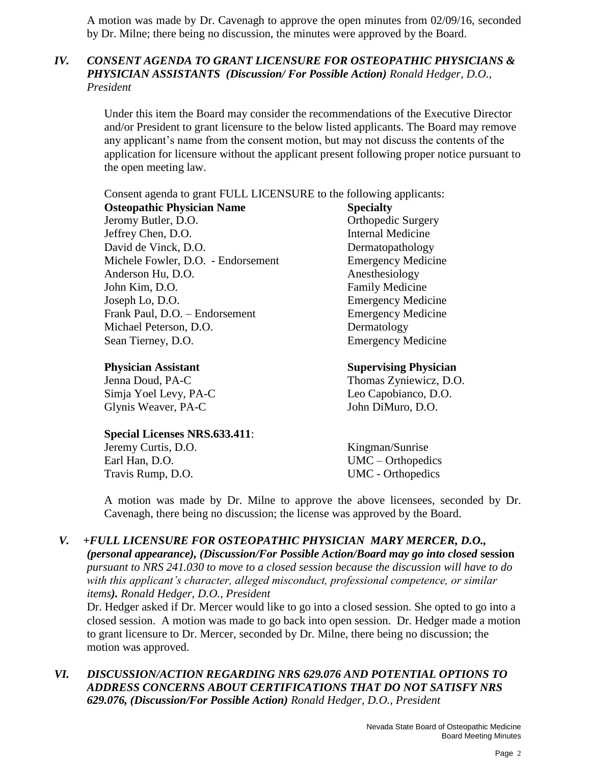A motion was made by Dr. Cavenagh to approve the open minutes from 02/09/16, seconded by Dr. Milne; there being no discussion, the minutes were approved by the Board.

## *IV. CONSENT AGENDA TO GRANT LICENSURE FOR OSTEOPATHIC PHYSICIANS & PHYSICIAN ASSISTANTS (Discussion/ For Possible Action) Ronald Hedger, D.O., President*

Under this item the Board may consider the recommendations of the Executive Director and/or President to grant licensure to the below listed applicants. The Board may remove any applicant's name from the consent motion, but may not discuss the contents of the application for licensure without the applicant present following proper notice pursuant to the open meeting law.

Consent agenda to grant FULL LICENSURE to the following applicants:

| **Osteopathic Physician Name** | **Specialty** |
|---|---|
| Jeromy Butler, D.O. | Orthopedic Surgery |
| Jeffrey Chen, D.O. | Internal Medicine |
| David de Vinck, D.O. | Dermatopathology |
| Michele Fowler, D.O. - Endorsement | Emergency Medicine |
| Anderson Hu, D.O. | Anesthesiology |
| John Kim, D.O. | Family Medicine |
| Joseph Lo, D.O. | Emergency Medicine |
| Frank Paul, D.O. – Endorsement | Emergency Medicine |
| Michael Peterson, D.O. | Dermatology |
| Sean Tierney, D.O. | Emergency Medicine |

| **Physician Assistant** | **Supervising Physician** |
|---|---|
| Jenna Doud, PA-C | Thomas Zyniewicz, D.O. |
| Simja Yoel Levy, PA-C | Leo Capobianco, D.O. |
| Glynis Weaver, PA-C | John DiMuro, D.O. |

| **Special Licenses NRS.633.411**: | |
|---|---|
| Jeremy Curtis, D.O. | Kingman/Sunrise |
| Earl Han, D.O. | UMC – Orthopedics |
| Travis Rump, D.O. | UMC - Orthopedics |

A motion was made by Dr. Milne to approve the above licensees, seconded by Dr. Cavenagh, there being no discussion; the license was approved by the Board.

## *V. +FULL LICENSURE FOR OSTEOPATHIC PHYSICIAN MARY MERCER, D.O., (personal appearance), (Discussion/For Possible Action/Board may go into closed* session *pursuant to NRS 241.030 to move to a closed session because the discussion will have to do with this applicant's character, alleged misconduct, professional competence, or similar items). Ronald Hedger, D.O., President*

Dr. Hedger asked if Dr. Mercer would like to go into a closed session. She opted to go into a closed session. A motion was made to go back into open session. Dr. Hedger made a motion to grant licensure to Dr. Mercer, seconded by Dr. Milne, there being no discussion; the motion was approved.

## *VI. DISCUSSION/ACTION REGARDING NRS 629.076 AND POTENTIAL OPTIONS TO ADDRESS CONCERNS ABOUT CERTIFICATIONS THAT DO NOT SATISFY NRS 629.076, (Discussion/For Possible Action) Ronald Hedger, D.O., President*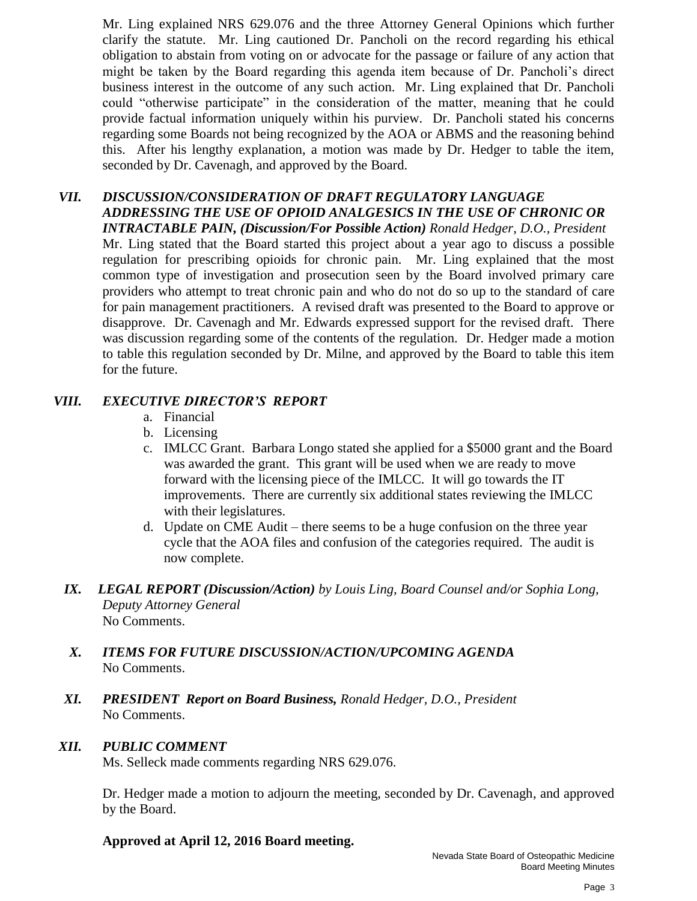Mr. Ling explained NRS 629.076 and the three Attorney General Opinions which further clarify the statute. Mr. Ling cautioned Dr. Pancholi on the record regarding his ethical obligation to abstain from voting on or advocate for the passage or failure of any action that might be taken by the Board regarding this agenda item because of Dr. Pancholi's direct business interest in the outcome of any such action. Mr. Ling explained that Dr. Pancholi could "otherwise participate" in the consideration of the matter, meaning that he could provide factual information uniquely within his purview. Dr. Pancholi stated his concerns regarding some Boards not being recognized by the AOA or ABMS and the reasoning behind this. After his lengthy explanation, a motion was made by Dr. Hedger to table the item, seconded by Dr. Cavenagh, and approved by the Board.

**VII.** ***DISCUSSION/CONSIDERATION OF DRAFT REGULATORY LANGUAGE ADDRESSING THE USE OF OPIOID ANALGESICS IN THE USE OF CHRONIC OR INTRACTABLE PAIN, (Discussion/For Possible Action)*** *Ronald Hedger, D.O., President*

Mr. Ling stated that the Board started this project about a year ago to discuss a possible regulation for prescribing opioids for chronic pain. Mr. Ling explained that the most common type of investigation and prosecution seen by the Board involved primary care providers who attempt to treat chronic pain and who do not do so up to the standard of care for pain management practitioners. A revised draft was presented to the Board to approve or disapprove. Dr. Cavenagh and Mr. Edwards expressed support for the revised draft. There was discussion regarding some of the contents of the regulation. Dr. Hedger made a motion to table this regulation seconded by Dr. Milne, and approved by the Board to table this item for the future.

**VIII.** ***EXECUTIVE DIRECTOR'S REPORT***

a. Financial
b. Licensing
c. IMLCC Grant. Barbara Longo stated she applied for a $5000 grant and the Board was awarded the grant. This grant will be used when we are ready to move forward with the licensing piece of the IMLCC. It will go towards the IT improvements. There are currently six additional states reviewing the IMLCC with their legislatures.
d. Update on CME Audit – there seems to be a huge confusion on the three year cycle that the AOA files and confusion of the categories required. The audit is now complete.

**IX.** ***LEGAL REPORT (Discussion/Action)*** *by Louis Ling, Board Counsel and/or Sophia Long, Deputy Attorney General*

No Comments.

**X.** ***ITEMS FOR FUTURE DISCUSSION/ACTION/UPCOMING AGENDA***

No Comments.

**XI.** ***PRESIDENT Report on Board Business,*** *Ronald Hedger, D.O., President*

No Comments.

**XII.** ***PUBLIC COMMENT***

Ms. Selleck made comments regarding NRS 629.076.

Dr. Hedger made a motion to adjourn the meeting, seconded by Dr. Cavenagh, and approved by the Board.

**Approved at April 12, 2016 Board meeting.**